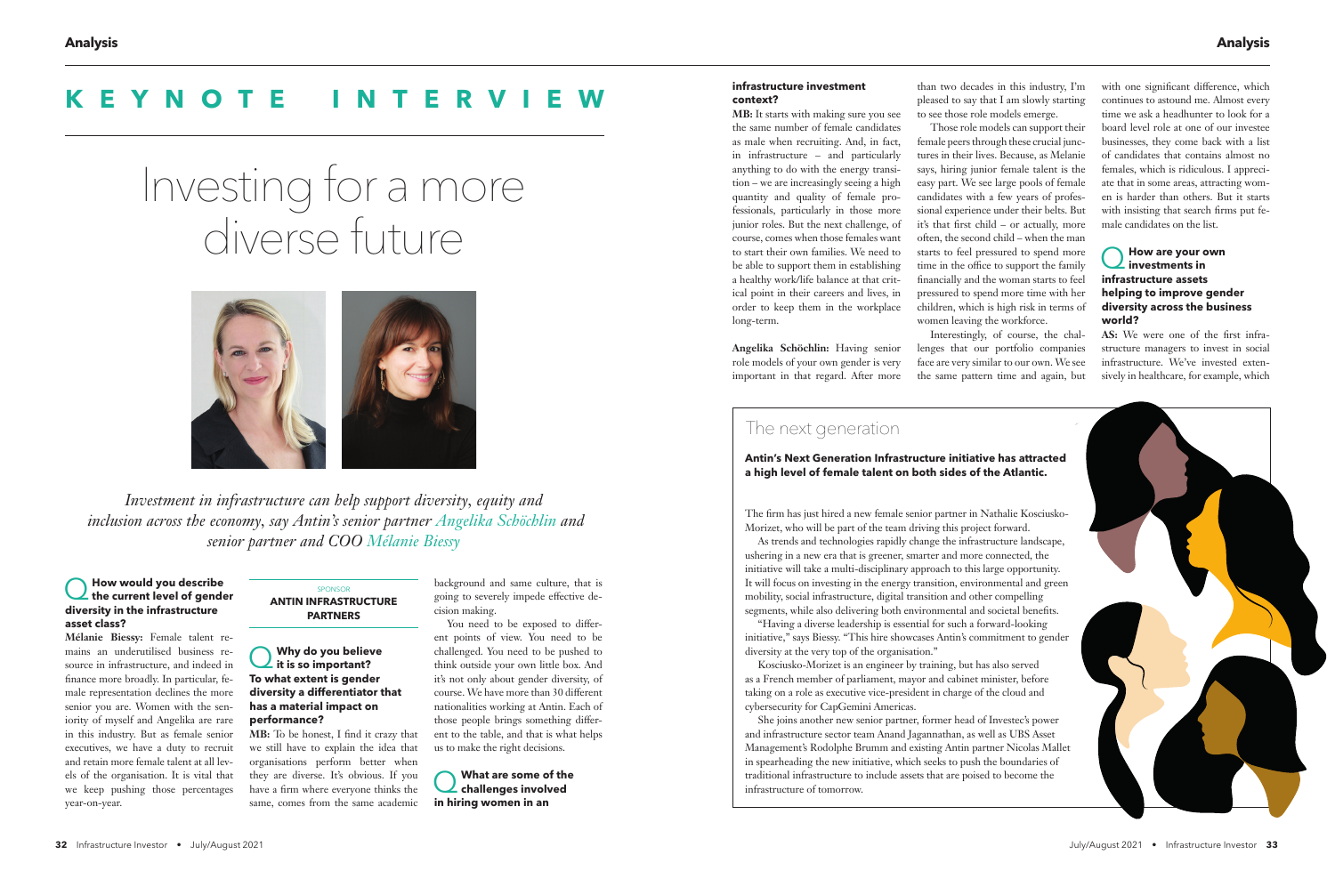# KEYNOTE INTERVIEW

# Investing for a more diverse future

*Investment in infrastructure can help support diversity, equity and inclusion across the economy, say Antin's senior partner Angelika Schöchlin and senior partner and COO Mélanie Biessy*

SPONSOR
**ANTIN INFRASTRUCTURE PARTNERS**

### Q How would you describe the current level of gender diversity in the infrastructure asset class?

**Mélanie Biessy:** Female talent remains an underutilised business resource in infrastructure, and indeed in finance more broadly. In particular, female representation declines the more senior you are. Women with the seniority of myself and Angelika are rare in this industry. But as female senior executives, we have a duty to recruit and retain more female talent at all levels of the organisation. It is vital that we keep pushing those percentages year-on-year.

### Q Why do you believe it is so important? To what extent is gender diversity a differentiator that has a material impact on performance?

**MB:** To be honest, I find it crazy that we still have to explain the idea that organisations perform better when they are diverse. It's obvious. If you have a firm where everyone thinks the same, comes from the same academic background and same culture, that is going to severely impede effective decision making.

You need to be exposed to different points of view. You need to be challenged. You need to be pushed to think outside your own little box. And it's not only about gender diversity, of course. We have more than 30 different nationalities working at Antin. Each of those people brings something different to the table, and that is what helps us to make the right decisions.

### Q What are some of the challenges involved in hiring women in an infrastructure investment context?

**MB:** It starts with making sure you see the same number of female candidates as male when recruiting. And, in fact, in infrastructure – and particularly anything to do with the energy transition – we are increasingly seeing a high quantity and quality of female professionals, particularly in those more junior roles. But the next challenge, of course, comes when those females want to start their own families. We need to be able to support them in establishing a healthy work/life balance at that critical point in their careers and lives, in order to keep them in the workplace long-term.

**Angelika Schöchlin:** Having senior role models of your own gender is very important in that regard. After more than two decades in this industry, I'm pleased to say that I am slowly starting to see those role models emerge.

Those role models can support their female peers through these crucial junctures in their lives. Because, as Melanie says, hiring junior female talent is the easy part. We see large pools of female candidates with a few years of professional experience under their belts. But it's that first child – or actually, more often, the second child – when the man starts to feel pressured to spend more time in the office to support the family financially and the woman starts to feel pressured to spend more time with her children, which is high risk in terms of women leaving the workforce.

Interestingly, of course, the challenges that our portfolio companies face are very similar to our own. We see the same pattern time and again, but with one significant difference, which continues to astound me. Almost every time we ask a headhunter to look for a board level role at one of our investee businesses, they come back with a list of candidates that contains almost no females, which is ridiculous. I appreciate that in some areas, attracting women is harder than others. But it starts with insisting that search firms put female candidates on the list.

### Q How are your own investments in infrastructure assets helping to improve gender diversity across the business world?

**AS:** We were one of the first infrastructure managers to invest in social infrastructure. We've invested extensively in healthcare, for example, which

## The next generation

**Antin's Next Generation Infrastructure initiative has attracted a high level of female talent on both sides of the Atlantic.**

The firm has just hired a new female senior partner in Nathalie Kosciusko-Morizet, who will be part of the team driving this project forward.

As trends and technologies rapidly change the infrastructure landscape, ushering in a new era that is greener, smarter and more connected, the initiative will take a multi-disciplinary approach to this large opportunity. It will focus on investing in the energy transition, environmental and green mobility, social infrastructure, digital transition and other compelling segments, while also delivering both environmental and societal benefits.

"Having a diverse leadership is essential for such a forward-looking initiative," says Biessy. "This hire showcases Antin's commitment to gender diversity at the very top of the organisation."

Kosciusko-Morizet is an engineer by training, but has also served as a French member of parliament, mayor and cabinet minister, before taking on a role as executive vice-president in charge of the cloud and cybersecurity for CapGemini Americas.

She joins another new senior partner, former head of Investec's power and infrastructure sector team Anand Jagannathan, as well as UBS Asset Management's Rodolphe Brumm and existing Antin partner Nicolas Mallet in spearheading the new initiative, which seeks to push the boundaries of traditional infrastructure to include assets that are poised to become the infrastructure of tomorrow.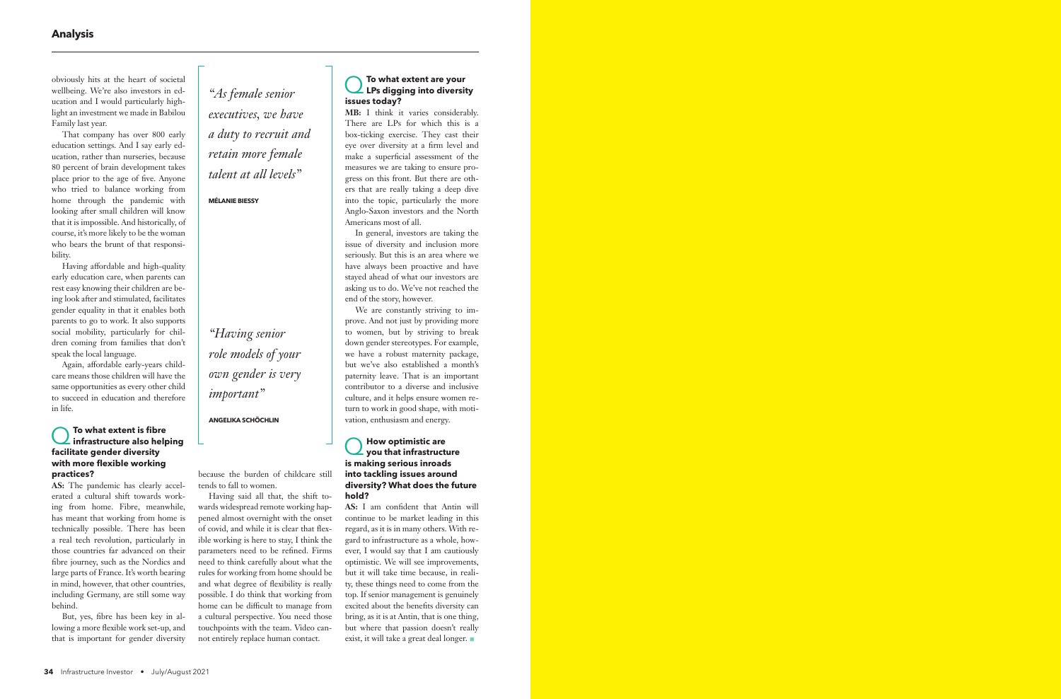obviously hits at the heart of societal wellbeing. We're also investors in education and I would particularly highlight an investment we made in Babilou Family last year.

That company has over 800 early education settings. And I say early education, rather than nurseries, because 80 percent of brain development takes place prior to the age of five. Anyone who tried to balance working from home through the pandemic with looking after small children will know that it is impossible. And historically, of course, it's more likely to be the woman who bears the brunt of that responsibility.

Having affordable and high-quality early education care, when parents can rest easy knowing their children are being look after and stimulated, facilitates gender equality in that it enables both parents to go to work. It also supports social mobility, particularly for children coming from families that don't speak the local language.

Again, affordable early-years childcare means those children will have the same opportunities as every other child to succeed in education and therefore in life.

## Q To what extent is fibre infrastructure also helping facilitate gender diversity with more flexible working practices?

**AS:** The pandemic has clearly accelerated a cultural shift towards working from home. Fibre, meanwhile, has meant that working from home is technically possible. There has been a real tech revolution, particularly in those countries far advanced on their fibre journey, such as the Nordics and large parts of France. It's worth bearing in mind, however, that other countries, including Germany, are still some way behind.

But, yes, fibre has been key in allowing a more flexible work set-up, and that is important for gender diversity because the burden of childcare still tends to fall to women.

Having said all that, the shift towards widespread remote working happened almost overnight with the onset of covid, and while it is clear that flexible working is here to stay, I think the parameters need to be refined. Firms need to think carefully about what the rules for working from home should be and what degree of flexibility is really possible. I do think that working from home can be difficult to manage from a cultural perspective. You need those touchpoints with the team. Video cannot entirely replace human contact.

> *"As female senior executives, we have a duty to recruit and retain more female talent at all levels"*
>
> **MÉLANIE BIESSY**

> *"Having senior role models of your own gender is very important"*
>
> **ANGELIKA SCHÖCHLIN**

## Q To what extent are your LPs digging into diversity issues today?

**MB:** I think it varies considerably. There are LPs for which this is a box-ticking exercise. They cast their eye over diversity at a firm level and make a superficial assessment of the measures we are taking to ensure progress on this front. But there are others that are really taking a deep dive into the topic, particularly the more Anglo-Saxon investors and the North Americans most of all.

In general, investors are taking the issue of diversity and inclusion more seriously. But this is an area where we have always been proactive and have stayed ahead of what our investors are asking us to do. We've not reached the end of the story, however.

We are constantly striving to improve. And not just by providing more to women, but by striving to break down gender stereotypes. For example, we have a robust maternity package, but we've also established a month's paternity leave. That is an important contributor to a diverse and inclusive culture, and it helps ensure women return to work in good shape, with motivation, enthusiasm and energy.

## Q How optimistic are you that infrastructure is making serious inroads into tackling issues around diversity? What does the future hold?

**AS:** I am confident that Antin will continue to be market leading in this regard, as it is in many others. With regard to infrastructure as a whole, however, I would say that I am cautiously optimistic. We will see improvements, but it will take time because, in reality, these things need to come from the top. If senior management is genuinely excited about the benefits diversity can bring, as it is at Antin, that is one thing, but where that passion doesn't really exist, it will take a great deal longer. ■